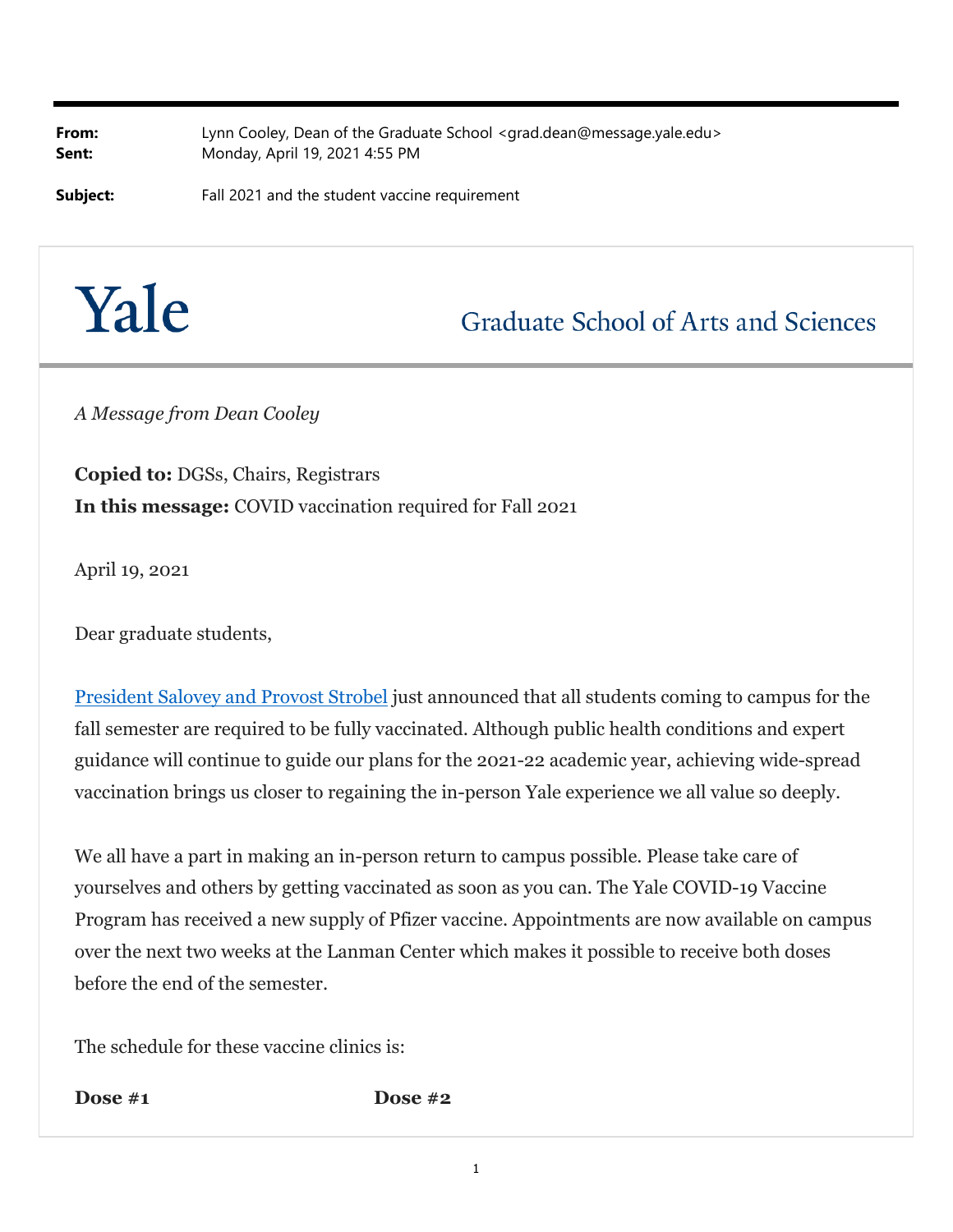**From:** Lynn Cooley, Dean of the Graduate School <grad.dean@message.yale.edu>
**Sent:** Monday, April 19, 2021 4:55 PM

**Subject:** Fall 2021 and the student vaccine requirement

# Yale

## Graduate School of Arts and Sciences

*A Message from Dean Cooley*

**Copied to:** DGSs, Chairs, Registrars
**In this message:** COVID vaccination required for Fall 2021

April 19, 2021

Dear graduate students,

[President Salovey and Provost Strobel] just announced that all students coming to campus for the fall semester are required to be fully vaccinated. Although public health conditions and expert guidance will continue to guide our plans for the 2021-22 academic year, achieving wide-spread vaccination brings us closer to regaining the in-person Yale experience we all value so deeply.

We all have a part in making an in-person return to campus possible. Please take care of yourselves and others by getting vaccinated as soon as you can. The Yale COVID-19 Vaccine Program has received a new supply of Pfizer vaccine. Appointments are now available on campus over the next two weeks at the Lanman Center which makes it possible to receive both doses before the end of the semester.

The schedule for these vaccine clinics is:

| **Dose #1** | **Dose #2** |
| --- | --- |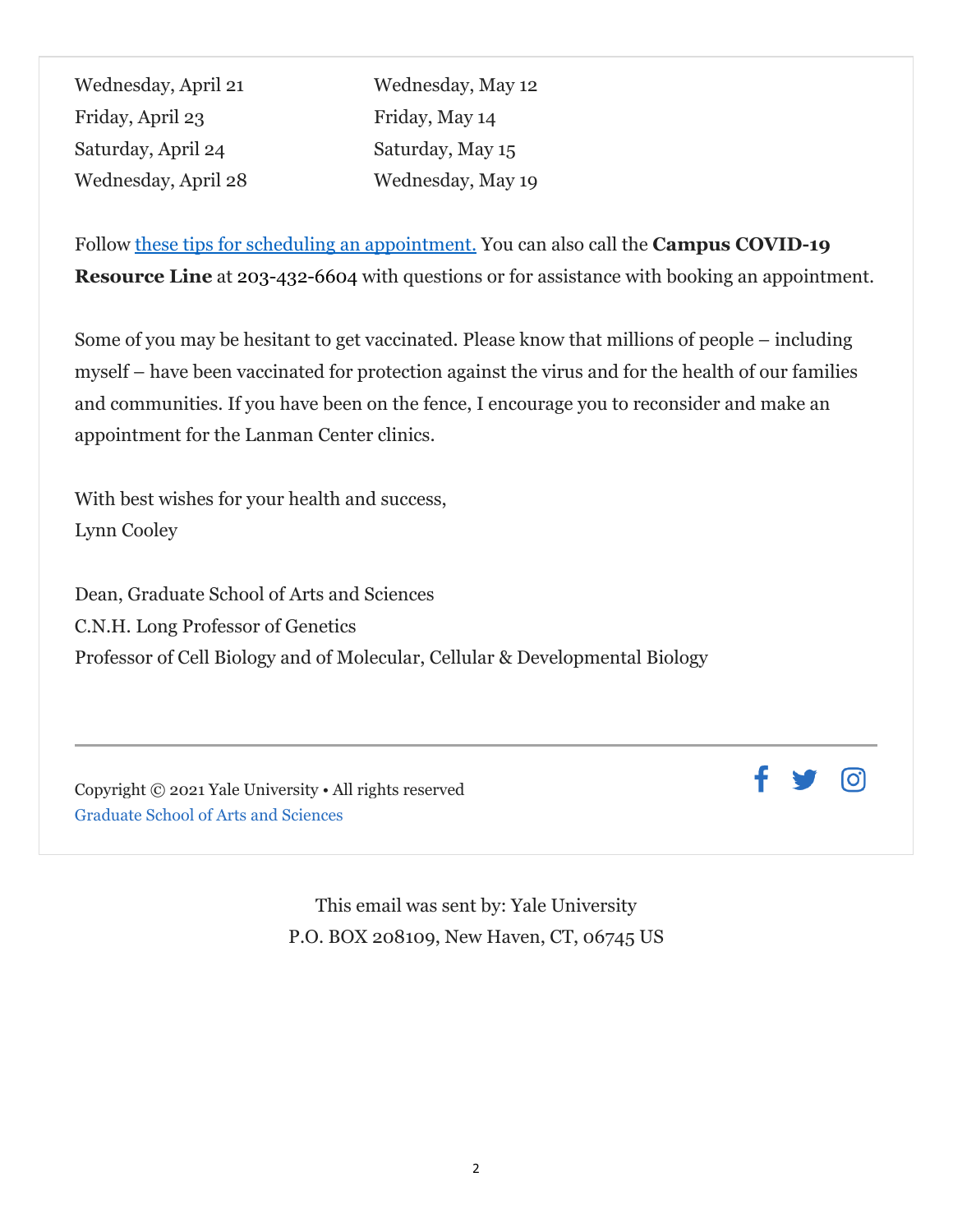| | |
|---|---|
| Wednesday, April 21 | Wednesday, May 12 |
| Friday, April 23 | Friday, May 14 |
| Saturday, April 24 | Saturday, May 15 |
| Wednesday, April 28 | Wednesday, May 19 |

Follow these tips for scheduling an appointment. You can also call the **Campus COVID-19 Resource Line** at 203-432-6604 with questions or for assistance with booking an appointment.

Some of you may be hesitant to get vaccinated. Please know that millions of people – including myself – have been vaccinated for protection against the virus and for the health of our families and communities. If you have been on the fence, I encourage you to reconsider and make an appointment for the Lanman Center clinics.

With best wishes for your health and success,
Lynn Cooley

Dean, Graduate School of Arts and Sciences
C.N.H. Long Professor of Genetics
Professor of Cell Biology and of Molecular, Cellular & Developmental Biology

---

Copyright © 2021 Yale University • All rights reserved
Graduate School of Arts and Sciences

This email was sent by: Yale University
P.O. BOX 208109, New Haven, CT, 06745 US